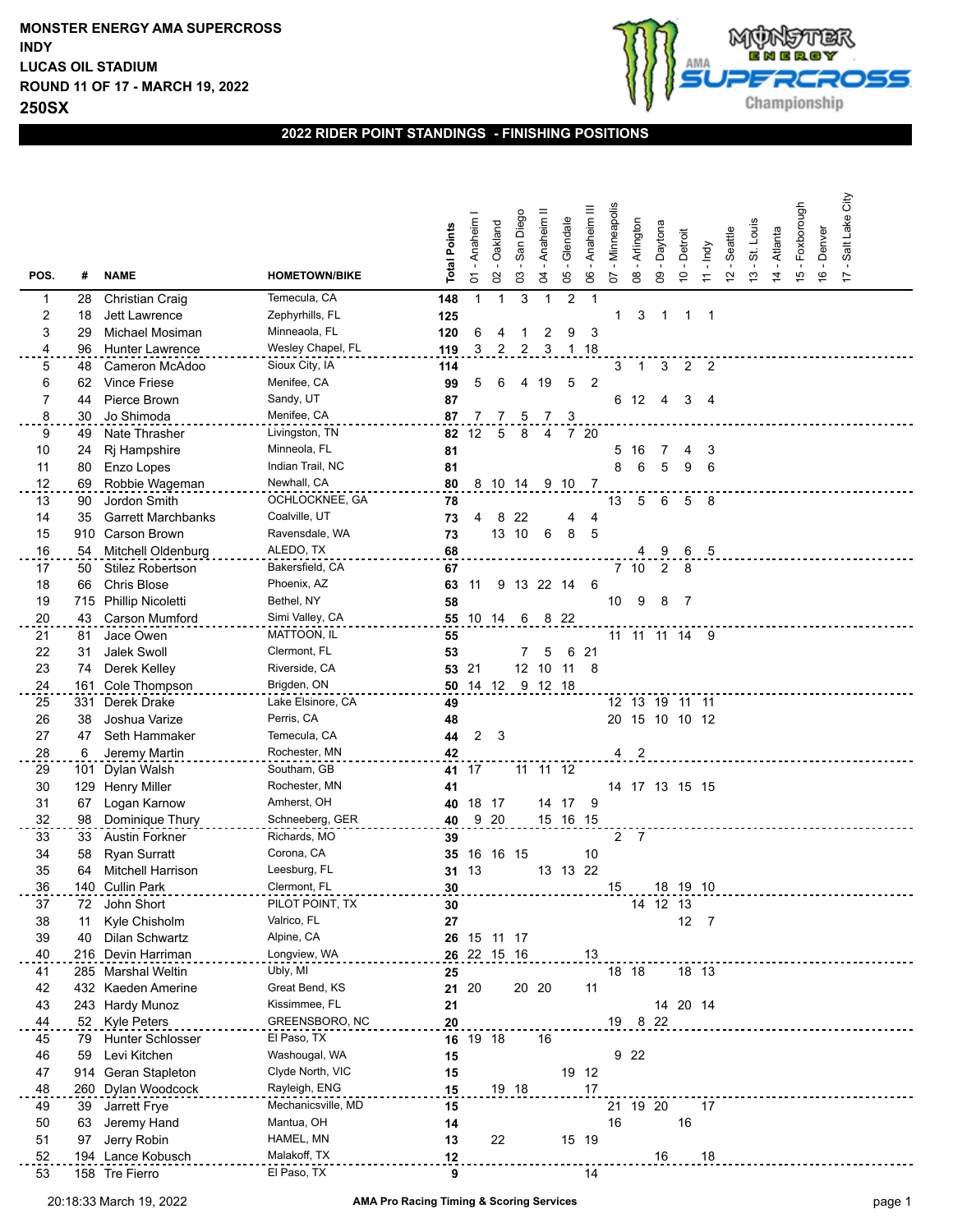**MONSTER ENERGY AMA SUPERCROSS**
**INDY**
**LUCAS OIL STADIUM**
**ROUND 11 OF 17 - MARCH 19, 2022**
**250SX**

## 2022 RIDER POINT STANDINGS - FINISHING POSITIONS

| POS. | # | NAME | HOMETOWN/BIKE | Total Points | 01 - Anaheim I | 02 - Oakland | 03 - San Diego | 04 - Anaheim II | 05 - Glendale | 06 - Anaheim III | 07 - Minneapolis | 08 - Arlington | 09 - Daytona | 10 - Detroit | 11 - Indy | 12 - Seattle | 13 - St. Louis | 14 - Atlanta | 15 - Foxborough | 16 - Denver | 17 - Salt Lake City |
|---|---|---|---|---|---|---|---|---|---|---|---|---|---|---|---|---|---|---|---|---|---|
| 1 | 28 | Christian Craig | Temecula, CA | **148** | 1 | 1 | 3 | 1 | 2 | 1 | | | | | | | | | | | |
| 2 | 18 | Jett Lawrence | Zephyrhills, FL | **125** | | | | | | | 1 | 3 | 1 | 1 | 1 | | | | | | |
| 3 | 29 | Michael Mosiman | Minneaola, FL | **120** | 6 | 4 | 1 | 2 | 9 | 3 | | | | | | | | | | | |
| 4 | 96 | Hunter Lawrence | Wesley Chapel, FL | **119** | 3 | 2 | 2 | 3 | 1 | 18 | | | | | | | | | | | |
| 5 | 48 | Cameron McAdoo | Sioux City, IA | **114** | | | | | | | 3 | 1 | 3 | 2 | 2 | | | | | | |
| 6 | 62 | Vince Friese | Menifee, CA | **99** | 5 | 6 | 4 | 19 | 5 | 2 | | | | | | | | | | | |
| 7 | 44 | Pierce Brown | Sandy, UT | **87** | | | | | | | 6 | 12 | 4 | 3 | 4 | | | | | | |
| 8 | 30 | Jo Shimoda | Menifee, CA | **87** | 7 | 7 | 5 | 7 | 3 | | | | | | | | | | | | |
| 9 | 49 | Nate Thrasher | Livingston, TN | **82** | 12 | 5 | 8 | 4 | 7 | 20 | | | | | | | | | | | |
| 10 | 24 | Rj Hampshire | Minneola, FL | **81** | | | | | | | 5 | 16 | 7 | 4 | 3 | | | | | | |
| 11 | 80 | Enzo Lopes | Indian Trail, NC | **81** | | | | | | | 8 | 6 | 5 | 9 | 6 | | | | | | |
| 12 | 69 | Robbie Wageman | Newhall, CA | **80** | 8 | 10 | 14 | 9 | 10 | 7 | | | | | | | | | | | |
| 13 | 90 | Jordon Smith | OCHLOCKNEE, GA | **78** | | | | | | | 13 | 5 | 6 | 5 | 8 | | | | | | |
| 14 | 35 | Garrett Marchbanks | Coalville, UT | **73** | 4 | 8 | 22 | | 4 | 4 | | | | | | | | | | | |
| 15 | 910 | Carson Brown | Ravensdale, WA | **73** | | 13 | 10 | 6 | 8 | 5 | | | | | | | | | | | |
| 16 | 54 | Mitchell Oldenburg | ALEDO, TX | **68** | | | | | | | | 4 | 9 | 6 | 5 | | | | | | |
| 17 | 50 | Stilez Robertson | Bakersfield, CA | **67** | | | | | | | 7 | 10 | 2 | 8 | | | | | | | |
| 18 | 66 | Chris Blose | Phoenix, AZ | **63** | 11 | 9 | 13 | 22 | 14 | 6 | | | | | | | | | | | |
| 19 | 715 | Phillip Nicoletti | Bethel, NY | **58** | | | | | | | 10 | 9 | 8 | 7 | | | | | | | |
| 20 | 43 | Carson Mumford | Simi Valley, CA | **55** | 10 | 14 | 6 | 8 | 22 | | | | | | | | | | | | |
| 21 | 81 | Jace Owen | MATTOON, IL | **55** | | | | | | | 11 | 11 | 11 | 14 | 9 | | | | | | |
| 22 | 31 | Jalek Swoll | Clermont, FL | **53** | | | 7 | 5 | 6 | 21 | | | | | | | | | | | |
| 23 | 74 | Derek Kelley | Riverside, CA | **53** | 21 | | 12 | 10 | 11 | 8 | | | | | | | | | | | |
| 24 | 161 | Cole Thompson | Brigden, ON | **50** | 14 | 12 | 9 | 12 | 18 | | | | | | | | | | | | |
| 25 | 331 | Derek Drake | Lake Elsinore, CA | **49** | | | | | | | 12 | 13 | 19 | 11 | 11 | | | | | | |
| 26 | 38 | Joshua Varize | Perris, CA | **48** | | | | | | | 20 | 15 | 10 | 10 | 12 | | | | | | |
| 27 | 47 | Seth Hammaker | Temecula, CA | **44** | 2 | 3 | | | | | | | | | | | | | | | |
| 28 | 6 | Jeremy Martin | Rochester, MN | **42** | | | | | | | | 4 | 2 | | | | | | | | |
| 29 | 101 | Dylan Walsh | Southam, GB | **41** | 17 | | 11 | 11 | 12 | | | | | | | | | | | | |
| 30 | 129 | Henry Miller | Rochester, MN | **41** | | | | | | | 14 | 17 | 13 | 15 | 15 | | | | | | |
| 31 | 67 | Logan Karnow | Amherst, OH | **40** | 18 | 17 | | 14 | 17 | 9 | | | | | | | | | | | |
| 32 | 98 | Dominique Thury | Schneeberg, GER | **40** | 9 | 20 | | 15 | 16 | 15 | | | | | | | | | | | |
| 33 | 33 | Austin Forkner | Richards, MO | **39** | | | | | | | 2 | 7 | | | | | | | | | |
| 34 | 58 | Ryan Surratt | Corona, CA | **35** | 16 | 16 | 15 | | | 10 | | | | | | | | | | | |
| 35 | 64 | Mitchell Harrison | Leesburg, FL | **31** | 13 | | | 13 | 13 | 22 | | | | | | | | | | | |
| 36 | 140 | Cullin Park | Clermont, FL | **30** | | | | | | | 15 | | 18 | 19 | 10 | | | | | | |
| 37 | 72 | John Short | PILOT POINT, TX | **30** | | | | | | | | 14 | 12 | 13 | | | | | | | |
| 38 | 11 | Kyle Chisholm | Valrico, FL | **27** | | | | | | | | | | 12 | 7 | | | | | | |
| 39 | 40 | Dilan Schwartz | Alpine, CA | **26** | 15 | 11 | 17 | | | | | | | | | | | | | | |
| 40 | 216 | Devin Harriman | Longview, WA | **26** | 22 | 15 | 16 | | | 13 | | | | | | | | | | | |
| 41 | 285 | Marshal Weltin | Ubly, MI | **25** | | | | | | | 18 | 18 | | 18 | 13 | | | | | | |
| 42 | 432 | Kaeden Amerine | Great Bend, KS | **21** | 20 | | 20 | 20 | | 11 | | | | | | | | | | | |
| 43 | 243 | Hardy Munoz | Kissimmee, FL | **21** | | | | | | | | | 14 | 20 | 14 | | | | | | |
| 44 | 52 | Kyle Peters | GREENSBORO, NC | **20** | | | | | | | 19 | 8 | 22 | | | | | | | | |
| 45 | 79 | Hunter Schlosser | El Paso, TX | **16** | 19 | 18 | | 16 | | | | | | | | | | | | | |
| 46 | 59 | Levi Kitchen | Washougal, WA | **15** | | | | | | | 9 | 22 | | | | | | | | | |
| 47 | 914 | Geran Stapleton | Clyde North, VIC | **15** | | | | | 19 | 12 | | | | | | | | | | | |
| 48 | 260 | Dylan Woodcock | Rayleigh, ENG | **15** | | 19 | 18 | | | 17 | | | | | | | | | | | |
| 49 | 39 | Jarrett Frye | Mechanicsville, MD | **15** | | | | | | | 21 | 19 | 20 | | 17 | | | | | | |
| 50 | 63 | Jeremy Hand | Mantua, OH | **14** | | | | | | | 16 | | | 16 | | | | | | | |
| 51 | 97 | Jerry Robin | HAMEL, MN | **13** | | 22 | | | 15 | 19 | | | | | | | | | | | |
| 52 | 194 | Lance Kobusch | Malakoff, TX | **12** | | | | | | | | | 16 | | 18 | | | | | | |
| 53 | 158 | Tre Fierro | El Paso, TX | **9** | | | | | | 14 | | | | | | | | | | | |

20:18:33 March 19, 2022 — AMA Pro Racing Timing & Scoring Services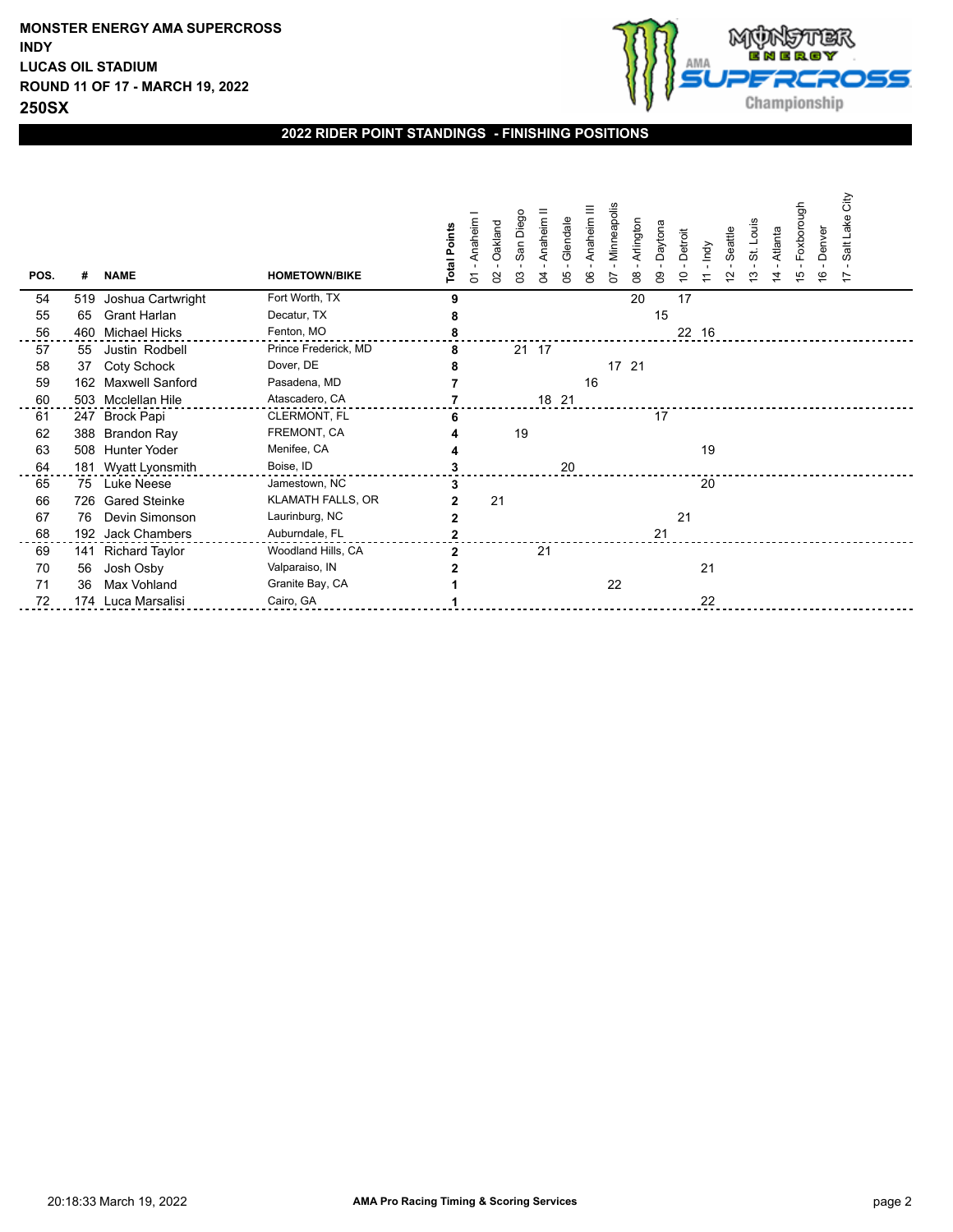**MONSTER ENERGY AMA SUPERCROSS**
**INDY**
**LUCAS OIL STADIUM**
**ROUND 11 OF 17 - MARCH 19, 2022**
**250SX**

## 2022 RIDER POINT STANDINGS - FINISHING POSITIONS

| POS. | # | NAME | HOMETOWN/BIKE | Total Points | 01 - Anaheim I | 02 - Oakland | 03 - San Diego | 04 - Anaheim II | 05 - Glendale | 06 - Anaheim III | 07 - Minneapolis | 08 - Arlington | 09 - Daytona | 10 - Detroit | 11 - Indy | 12 - Seattle | 13 - St. Louis | 14 - Atlanta | 15 - Foxborough | 16 - Denver | 17 - Salt Lake City |
|---|---|---|---|---|---|---|---|---|---|---|---|---|---|---|---|---|---|---|---|---|---|
| 54 | 519 | Joshua Cartwright | Fort Worth, TX | 9 | | | | | | | | 20 | | 17 | | | | | | | |
| 55 | 65 | Grant Harlan | Decatur, TX | 8 | | | | | | | | | 15 | | | | | | | | |
| 56 | 460 | Michael Hicks | Fenton, MO | 8 | | | | | | | | | | 22 | 16 | | | | | | |
| 57 | 55 | Justin Rodbell | Prince Frederick, MD | 8 | | | 21 | 17 | | | | | | | | | | | | | |
| 58 | 37 | Coty Schock | Dover, DE | 8 | | | | | | | 17 | 21 | | | | | | | | | |
| 59 | 162 | Maxwell Sanford | Pasadena, MD | 7 | | | | | | 16 | | | | | | | | | | | |
| 60 | 503 | Mcclellan Hile | Atascadero, CA | 7 | | | | 18 | 21 | | | | | | | | | | | | |
| 61 | 247 | Brock Papi | CLERMONT, FL | 6 | | | | | | | | | 17 | | | | | | | | |
| 62 | 388 | Brandon Ray | FREMONT, CA | 4 | | | 19 | | | | | | | | | | | | | | |
| 63 | 508 | Hunter Yoder | Menifee, CA | 4 | | | | | | | | | | | 19 | | | | | | |
| 64 | 181 | Wyatt Lyonsmith | Boise, ID | 3 | | | | | 20 | | | | | | | | | | | | |
| 65 | 75 | Luke Neese | Jamestown, NC | 3 | | | | | | | | | | | 20 | | | | | | |
| 66 | 726 | Gared Steinke | KLAMATH FALLS, OR | 2 | | 21 | | | | | | | | | | | | | | | |
| 67 | 76 | Devin Simonson | Laurinburg, NC | 2 | | | | | | | | | | 21 | | | | | | | |
| 68 | 192 | Jack Chambers | Auburndale, FL | 2 | | | | | | | | | 21 | | | | | | | | |
| 69 | 141 | Richard Taylor | Woodland Hills, CA | 2 | | | | 21 | | | | | | | | | | | | | |
| 70 | 56 | Josh Osby | Valparaiso, IN | 2 | | | | | | | | | | | 21 | | | | | | |
| 71 | 36 | Max Vohland | Granite Bay, CA | 1 | | | | | | | 22 | | | | | | | | | | |
| 72 | 174 | Luca Marsalisi | Cairo, GA | 1 | | | | | | | | | | | 22 | | | | | | |